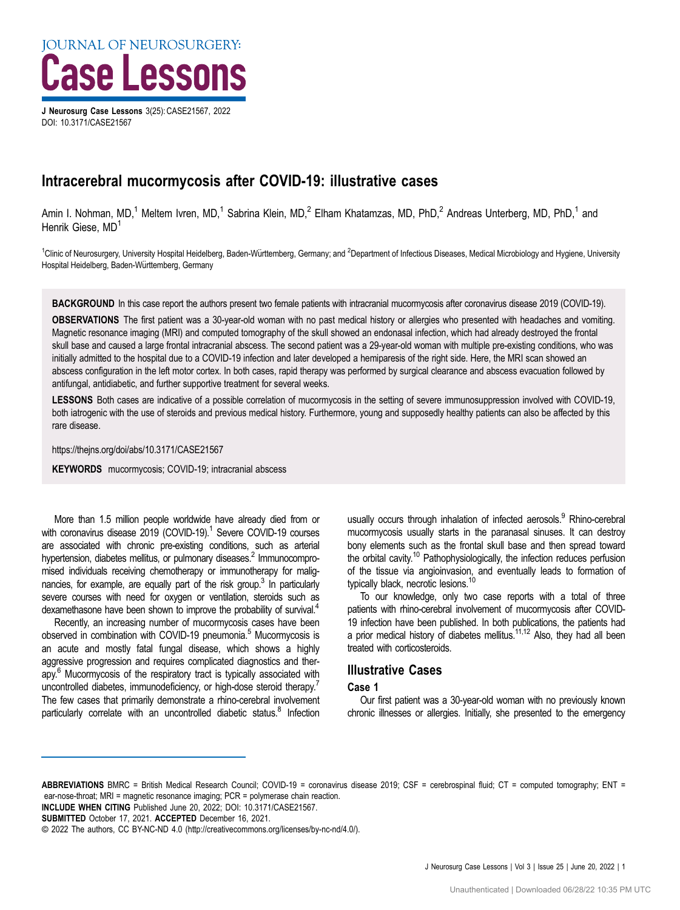# Intracerebral mucormycosis after COVID-19: illustrative cases

Amin I. Nohman, MD,[1] Meltem Ivren, MD,[1] Sabrina Klein, MD,[2] Elham Khatamzas, MD, PhD,[2] Andreas Unterberg, MD, PhD,[1] and Henrik Giese, MD[1]

[1]Clinic of Neurosurgery, University Hospital Heidelberg, Baden-Württemberg, Germany; and [2]Department of Infectious Diseases, Medical Microbiology and Hygiene, University Hospital Heidelberg, Baden-Württemberg, Germany

**BACKGROUND** In this case report the authors present two female patients with intracranial mucormycosis after coronavirus disease 2019 (COVID-19).

**OBSERVATIONS** The first patient was a 30-year-old woman with no past medical history or allergies who presented with headaches and vomiting. Magnetic resonance imaging (MRI) and computed tomography of the skull showed an endonasal infection, which had already destroyed the frontal skull base and caused a large frontal intracranial abscess. The second patient was a 29-year-old woman with multiple pre-existing conditions, who was initially admitted to the hospital due to a COVID-19 infection and later developed a hemiparesis of the right side. Here, the MRI scan showed an abscess configuration in the left motor cortex. In both cases, rapid therapy was performed by surgical clearance and abscess evacuation followed by antifungal, antidiabetic, and further supportive treatment for several weeks.

**LESSONS** Both cases are indicative of a possible correlation of mucormycosis in the setting of severe immunosuppression involved with COVID-19, both iatrogenic with the use of steroids and previous medical history. Furthermore, young and supposedly healthy patients can also be affected by this rare disease.

https://thejns.org/doi/abs/10.3171/CASE21567

**KEYWORDS** mucormycosis; COVID-19; intracranial abscess

More than 1.5 million people worldwide have already died from or with coronavirus disease 2019 (COVID-19).[1] Severe COVID-19 courses are associated with chronic pre-existing conditions, such as arterial hypertension, diabetes mellitus, or pulmonary diseases.[2] Immunocompromised individuals receiving chemotherapy or immunotherapy for malignancies, for example, are equally part of the risk group.[3] In particularly severe courses with need for oxygen or ventilation, steroids such as dexamethasone have been shown to improve the probability of survival.[4]

Recently, an increasing number of mucormycosis cases have been observed in combination with COVID-19 pneumonia.[5] Mucormycosis is an acute and mostly fatal fungal disease, which shows a highly aggressive progression and requires complicated diagnostics and therapy.[6] Mucormycosis of the respiratory tract is typically associated with uncontrolled diabetes, immunodeficiency, or high-dose steroid therapy.[7] The few cases that primarily demonstrate a rhino-cerebral involvement particularly correlate with an uncontrolled diabetic status.[8] Infection usually occurs through inhalation of infected aerosols.[9] Rhino-cerebral mucormycosis usually starts in the paranasal sinuses. It can destroy bony elements such as the frontal skull base and then spread toward the orbital cavity.[10] Pathophysiologically, the infection reduces perfusion of the tissue via angioinvasion, and eventually leads to formation of typically black, necrotic lesions.[10]

To our knowledge, only two case reports with a total of three patients with rhino-cerebral involvement of mucormycosis after COVID-19 infection have been published. In both publications, the patients had a prior medical history of diabetes mellitus.[11,12] Also, they had all been treated with corticosteroids.

## Illustrative Cases

### Case 1

Our first patient was a 30-year-old woman with no previously known chronic illnesses or allergies. Initially, she presented to the emergency

**ABBREVIATIONS** BMRC = British Medical Research Council; COVID-19 = coronavirus disease 2019; CSF = cerebrospinal fluid; CT = computed tomography; ENT = ear-nose-throat; MRI = magnetic resonance imaging; PCR = polymerase chain reaction.

**INCLUDE WHEN CITING** Published June 20, 2022; DOI: 10.3171/CASE21567.

**SUBMITTED** October 17, 2021. **ACCEPTED** December 16, 2021.

© 2022 The authors, CC BY-NC-ND 4.0 (http://creativecommons.org/licenses/by-nc-nd/4.0/).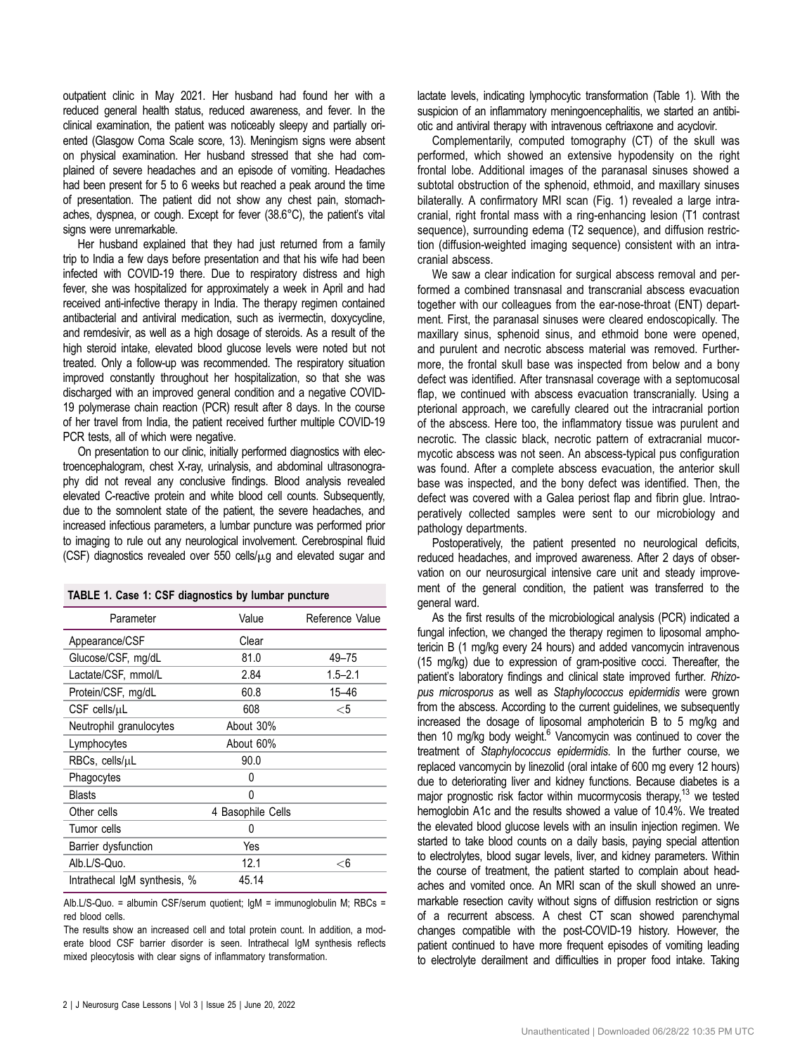outpatient clinic in May 2021. Her husband had found her with a reduced general health status, reduced awareness, and fever. In the clinical examination, the patient was noticeably sleepy and partially oriented (Glasgow Coma Scale score, 13). Meningism signs were absent on physical examination. Her husband stressed that she had complained of severe headaches and an episode of vomiting. Headaches had been present for 5 to 6 weeks but reached a peak around the time of presentation. The patient did not show any chest pain, stomachaches, dyspnea, or cough. Except for fever (38.6°C), the patient's vital signs were unremarkable.

Her husband explained that they had just returned from a family trip to India a few days before presentation and that his wife had been infected with COVID-19 there. Due to respiratory distress and high fever, she was hospitalized for approximately a week in April and had received anti-infective therapy in India. The therapy regimen contained antibacterial and antiviral medication, such as ivermectin, doxycycline, and remdesivir, as well as a high dosage of steroids. As a result of the high steroid intake, elevated blood glucose levels were noted but not treated. Only a follow-up was recommended. The respiratory situation improved constantly throughout her hospitalization, so that she was discharged with an improved general condition and a negative COVID-19 polymerase chain reaction (PCR) result after 8 days. In the course of her travel from India, the patient received further multiple COVID-19 PCR tests, all of which were negative.

On presentation to our clinic, initially performed diagnostics with electroencephalogram, chest X-ray, urinalysis, and abdominal ultrasonography did not reveal any conclusive findings. Blood analysis revealed elevated C-reactive protein and white blood cell counts. Subsequently, due to the somnolent state of the patient, the severe headaches, and increased infectious parameters, a lumbar puncture was performed prior to imaging to rule out any neurological involvement. Cerebrospinal fluid (CSF) diagnostics revealed over 550 cells/μg and elevated sugar and

**TABLE 1. Case 1: CSF diagnostics by lumbar puncture**

| Parameter | Value | Reference Value |
|---|---|---|
| Appearance/CSF | Clear | |
| Glucose/CSF, mg/dL | 81.0 | 49–75 |
| Lactate/CSF, mmol/L | 2.84 | 1.5–2.1 |
| Protein/CSF, mg/dL | 60.8 | 15–46 |
| CSF cells/μL | 608 | <5 |
| Neutrophil granulocytes | About 30% | |
| Lymphocytes | About 60% | |
| RBCs, cells/μL | 90.0 | |
| Phagocytes | 0 | |
| Blasts | 0 | |
| Other cells | 4 Basophile Cells | |
| Tumor cells | 0 | |
| Barrier dysfunction | Yes | |
| Alb.L/S-Quo. | 12.1 | <6 |
| Intrathecal IgM synthesis, % | 45.14 | |

Alb.L/S-Quo. = albumin CSF/serum quotient; IgM = immunoglobulin M; RBCs = red blood cells.

The results show an increased cell and total protein count. In addition, a moderate blood CSF barrier disorder is seen. Intrathecal IgM synthesis reflects mixed pleocytosis with clear signs of inflammatory transformation.

lactate levels, indicating lymphocytic transformation (Table 1). With the suspicion of an inflammatory meningoencephalitis, we started an antibiotic and antiviral therapy with intravenous ceftriaxone and acyclovir.

Complementarily, computed tomography (CT) of the skull was performed, which showed an extensive hypodensity on the right frontal lobe. Additional images of the paranasal sinuses showed a subtotal obstruction of the sphenoid, ethmoid, and maxillary sinuses bilaterally. A confirmatory MRI scan (Fig. 1) revealed a large intracranial, right frontal mass with a ring-enhancing lesion (T1 contrast sequence), surrounding edema (T2 sequence), and diffusion restriction (diffusion-weighted imaging sequence) consistent with an intracranial abscess.

We saw a clear indication for surgical abscess removal and performed a combined transnasal and transcranial abscess evacuation together with our colleagues from the ear-nose-throat (ENT) department. First, the paranasal sinuses were cleared endoscopically. The maxillary sinus, sphenoid sinus, and ethmoid bone were opened, and purulent and necrotic abscess material was removed. Furthermore, the frontal skull base was inspected from below and a bony defect was identified. After transnasal coverage with a septomucosal flap, we continued with abscess evacuation transcranially. Using a pterional approach, we carefully cleared out the intracranial portion of the abscess. Here too, the inflammatory tissue was purulent and necrotic. The classic black, necrotic pattern of extracranial mucormycotic abscess was not seen. An abscess-typical pus configuration was found. After a complete abscess evacuation, the anterior skull base was inspected, and the bony defect was identified. Then, the defect was covered with a Galea periost flap and fibrin glue. Intraoperatively collected samples were sent to our microbiology and pathology departments.

Postoperatively, the patient presented no neurological deficits, reduced headaches, and improved awareness. After 2 days of observation on our neurosurgical intensive care unit and steady improvement of the general condition, the patient was transferred to the general ward.

As the first results of the microbiological analysis (PCR) indicated a fungal infection, we changed the therapy regimen to liposomal amphotericin B (1 mg/kg every 24 hours) and added vancomycin intravenous (15 mg/kg) due to expression of gram-positive cocci. Thereafter, the patient's laboratory findings and clinical state improved further. *Rhizopus microsporus* as well as *Staphylococcus epidermidis* were grown from the abscess. According to the current guidelines, we subsequently increased the dosage of liposomal amphotericin B to 5 mg/kg and then 10 mg/kg body weight.[6] Vancomycin was continued to cover the treatment of *Staphylococcus epidermidis*. In the further course, we replaced vancomycin by linezolid (oral intake of 600 mg every 12 hours) due to deteriorating liver and kidney functions. Because diabetes is a major prognostic risk factor within mucormycosis therapy,[13] we tested hemoglobin A1c and the results showed a value of 10.4%. We treated the elevated blood glucose levels with an insulin injection regimen. We started to take blood counts on a daily basis, paying special attention to electrolytes, blood sugar levels, liver, and kidney parameters. Within the course of treatment, the patient started to complain about headaches and vomited once. An MRI scan of the skull showed an unremarkable resection cavity without signs of diffusion restriction or signs of a recurrent abscess. A chest CT scan showed parenchymal changes compatible with the post-COVID-19 history. However, the patient continued to have more frequent episodes of vomiting leading to electrolyte derailment and difficulties in proper food intake. Taking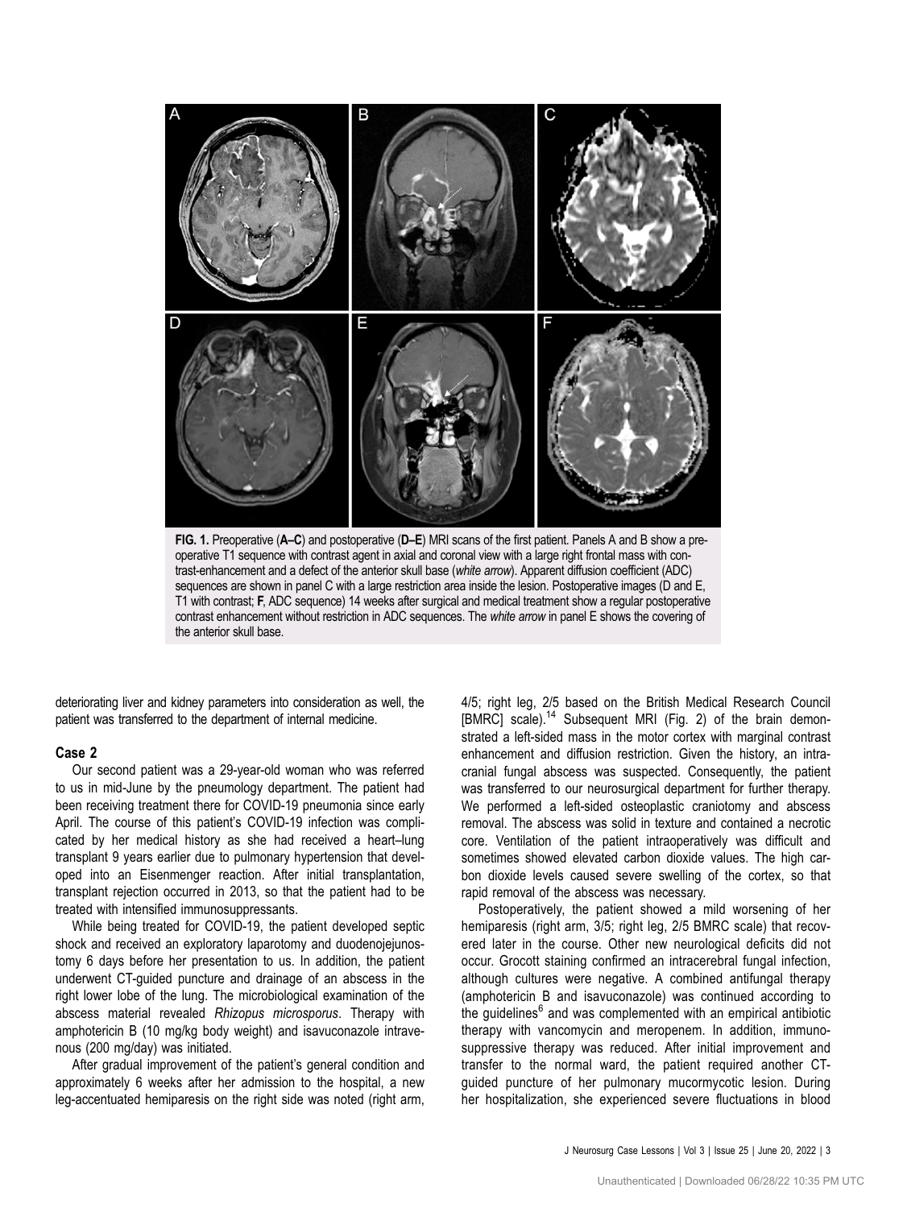FIG. 1. Preoperative (**A–C**) and postoperative (**D–E**) MRI scans of the first patient. Panels A and B show a preoperative T1 sequence with contrast agent in axial and coronal view with a large right frontal mass with contrast-enhancement and a defect of the anterior skull base (*white arrow*). Apparent diffusion coefficient (ADC) sequences are shown in panel C with a large restriction area inside the lesion. Postoperative images (D and E, T1 with contrast; **F**, ADC sequence) 14 weeks after surgical and medical treatment show a regular postoperative contrast enhancement without restriction in ADC sequences. The *white arrow* in panel E shows the covering of the anterior skull base.

deteriorating liver and kidney parameters into consideration as well, the patient was transferred to the department of internal medicine.

### Case 2

Our second patient was a 29-year-old woman who was referred to us in mid-June by the pneumology department. The patient had been receiving treatment there for COVID-19 pneumonia since early April. The course of this patient's COVID-19 infection was complicated by her medical history as she had received a heart–lung transplant 9 years earlier due to pulmonary hypertension that developed into an Eisenmenger reaction. After initial transplantation, transplant rejection occurred in 2013, so that the patient had to be treated with intensified immunosuppressants.

While being treated for COVID-19, the patient developed septic shock and received an exploratory laparotomy and duodenojejunostomy 6 days before her presentation to us. In addition, the patient underwent CT-guided puncture and drainage of an abscess in the right lower lobe of the lung. The microbiological examination of the abscess material revealed *Rhizopus microsporus*. Therapy with amphotericin B (10 mg/kg body weight) and isavuconazole intravenous (200 mg/day) was initiated.

After gradual improvement of the patient's general condition and approximately 6 weeks after her admission to the hospital, a new leg-accentuated hemiparesis on the right side was noted (right arm, 4/5; right leg, 2/5 based on the British Medical Research Council [BMRC] scale).[14] Subsequent MRI (Fig. 2) of the brain demonstrated a left-sided mass in the motor cortex with marginal contrast enhancement and diffusion restriction. Given the history, an intracranial fungal abscess was suspected. Consequently, the patient was transferred to our neurosurgical department for further therapy. We performed a left-sided osteoplastic craniotomy and abscess removal. The abscess was solid in texture and contained a necrotic core. Ventilation of the patient intraoperatively was difficult and sometimes showed elevated carbon dioxide values. The high carbon dioxide levels caused severe swelling of the cortex, so that rapid removal of the abscess was necessary.

Postoperatively, the patient showed a mild worsening of her hemiparesis (right arm, 3/5; right leg, 2/5 BMRC scale) that recovered later in the course. Other new neurological deficits did not occur. Grocott staining confirmed an intracerebral fungal infection, although cultures were negative. A combined antifungal therapy (amphotericin B and isavuconazole) was continued according to the guidelines[6] and was complemented with an empirical antibiotic therapy with vancomycin and meropenem. In addition, immunosuppressive therapy was reduced. After initial improvement and transfer to the normal ward, the patient required another CT-guided puncture of her pulmonary mucormycotic lesion. During her hospitalization, she experienced severe fluctuations in blood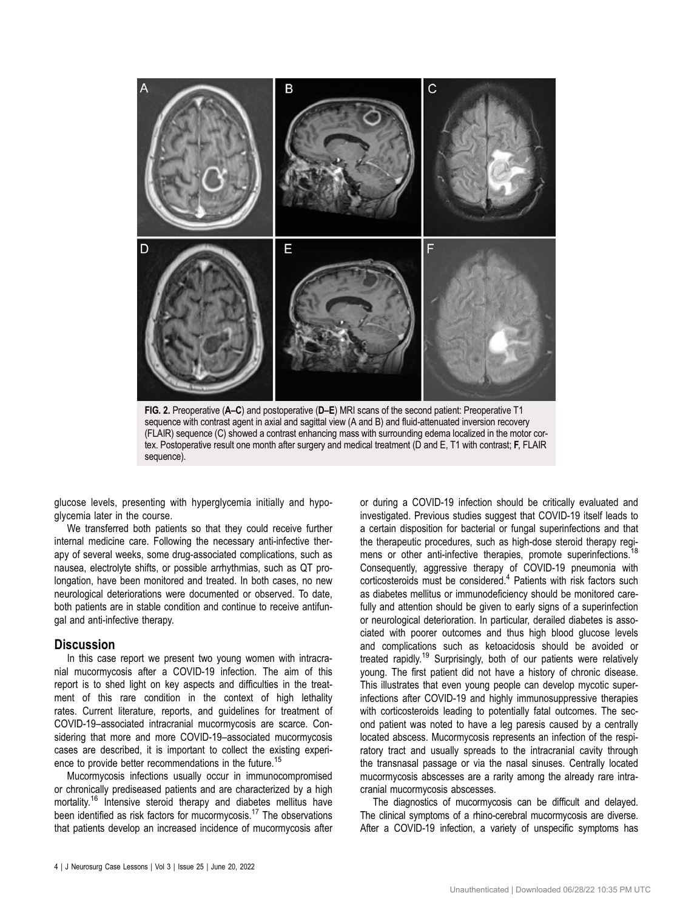**FIG. 2.** Preoperative (**A–C**) and postoperative (**D–E**) MRI scans of the second patient: Preoperative T1 sequence with contrast agent in axial and sagittal view (A and B) and fluid-attenuated inversion recovery (FLAIR) sequence (C) showed a contrast enhancing mass with surrounding edema localized in the motor cortex. Postoperative result one month after surgery and medical treatment (D and E, T1 with contrast; **F**, FLAIR sequence).

glucose levels, presenting with hyperglycemia initially and hypoglycemia later in the course.

We transferred both patients so that they could receive further internal medicine care. Following the necessary anti-infective therapy of several weeks, some drug-associated complications, such as nausea, electrolyte shifts, or possible arrhythmias, such as QT prolongation, have been monitored and treated. In both cases, no new neurological deteriorations were documented or observed. To date, both patients are in stable condition and continue to receive antifungal and anti-infective therapy.

## Discussion

In this case report we present two young women with intracranial mucormycosis after a COVID-19 infection. The aim of this report is to shed light on key aspects and difficulties in the treatment of this rare condition in the context of high lethality rates. Current literature, reports, and guidelines for treatment of COVID-19–associated intracranial mucormycosis are scarce. Considering that more and more COVID-19–associated mucormycosis cases are described, it is important to collect the existing experience to provide better recommendations in the future.[15]

Mucormycosis infections usually occur in immunocompromised or chronically prediseased patients and are characterized by a high mortality.[16] Intensive steroid therapy and diabetes mellitus have been identified as risk factors for mucormycosis.[17] The observations that patients develop an increased incidence of mucormycosis after or during a COVID-19 infection should be critically evaluated and investigated. Previous studies suggest that COVID-19 itself leads to a certain disposition for bacterial or fungal superinfections and that the therapeutic procedures, such as high-dose steroid therapy regimens or other anti-infective therapies, promote superinfections.[18] Consequently, aggressive therapy of COVID-19 pneumonia with corticosteroids must be considered.[4] Patients with risk factors such as diabetes mellitus or immunodeficiency should be monitored carefully and attention should be given to early signs of a superinfection or neurological deterioration. In particular, derailed diabetes is associated with poorer outcomes and thus high blood glucose levels and complications such as ketoacidosis should be avoided or treated rapidly.[19] Surprisingly, both of our patients were relatively young. The first patient did not have a history of chronic disease. This illustrates that even young people can develop mycotic superinfections after COVID-19 and highly immunosuppressive therapies with corticosteroids leading to potentially fatal outcomes. The second patient was noted to have a leg paresis caused by a centrally located abscess. Mucormycosis represents an infection of the respiratory tract and usually spreads to the intracranial cavity through the transnasal passage or via the nasal sinuses. Centrally located mucormycosis abscesses are a rarity among the already rare intracranial mucormycosis abscesses.

The diagnostics of mucormycosis can be difficult and delayed. The clinical symptoms of a rhino-cerebral mucormycosis are diverse. After a COVID-19 infection, a variety of unspecific symptoms has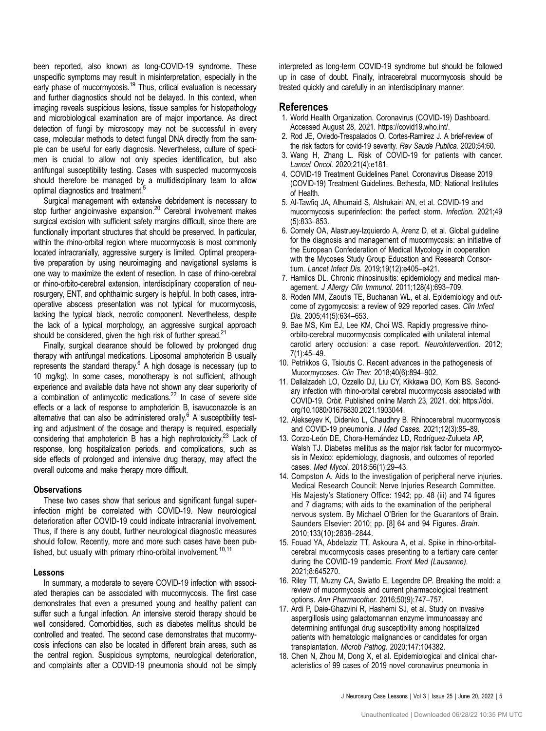been reported, also known as long-COVID-19 syndrome. These unspecific symptoms may result in misinterpretation, especially in the early phase of mucormycosis.[19] Thus, critical evaluation is necessary and further diagnostics should not be delayed. In this context, when imaging reveals suspicious lesions, tissue samples for histopathology and microbiological examination are of major importance. As direct detection of fungi by microscopy may not be successful in every case, molecular methods to detect fungal DNA directly from the sample can be useful for early diagnosis. Nevertheless, culture of specimen is crucial to allow not only species identification, but also antifungal susceptibility testing. Cases with suspected mucormycosis should therefore be managed by a multidisciplinary team to allow optimal diagnostics and treatment.[5]

Surgical management with extensive debridement is necessary to stop further angioinvasive expansion.[20] Cerebral involvement makes surgical excision with sufficient safety margins difficult, since there are functionally important structures that should be preserved. In particular, within the rhino-orbital region where mucormycosis is most commonly located intracranially, aggressive surgery is limited. Optimal preoperative preparation by using neuroimaging and navigational systems is one way to maximize the extent of resection. In case of rhino-cerebral or rhino-orbito-cerebral extension, interdisciplinary cooperation of neurosurgery, ENT, and ophthalmic surgery is helpful. In both cases, intraoperative abscess presentation was not typical for mucormycosis, lacking the typical black, necrotic component. Nevertheless, despite the lack of a typical morphology, an aggressive surgical approach should be considered, given the high risk of further spread.[21]

Finally, surgical clearance should be followed by prolonged drug therapy with antifungal medications. Liposomal amphotericin B usually represents the standard therapy.[6] A high dosage is necessary (up to 10 mg/kg). In some cases, monotherapy is not sufficient, although experience and available data have not shown any clear superiority of a combination of antimycotic medications.[22] In case of severe side effects or a lack of response to amphotericin B, isavuconazole is an alternative that can also be administered orally.[6] A susceptibility testing and adjustment of the dosage and therapy is required, especially considering that amphotericin B has a high nephrotoxicity.[23] Lack of response, long hospitalization periods, and complications, such as side effects of prolonged and intensive drug therapy, may affect the overall outcome and make therapy more difficult.

### Observations

These two cases show that serious and significant fungal superinfection might be correlated with COVID-19. New neurological deterioration after COVID-19 could indicate intracranial involvement. Thus, if there is any doubt, further neurological diagnostic measures should follow. Recently, more and more such cases have been published, but usually with primary rhino-orbital involvement.[10,11]

### Lessons

In summary, a moderate to severe COVID-19 infection with associated therapies can be associated with mucormycosis. The first case demonstrates that even a presumed young and healthy patient can suffer such a fungal infection. An intensive steroid therapy should be well considered. Comorbidities, such as diabetes mellitus should be controlled and treated. The second case demonstrates that mucormycosis infections can also be located in different brain areas, such as the central region. Suspicious symptoms, neurological deterioration, and complaints after a COVID-19 pneumonia should not be simply interpreted as long-term COVID-19 syndrome but should be followed up in case of doubt. Finally, intracerebral mucormycosis should be treated quickly and carefully in an interdisciplinary manner.

## References

1. World Health Organization. Coronavirus (COVID-19) Dashboard. Accessed August 28, 2021. https://covid19.who.int/.
2. Rod JE, Oviedo-Trespalacios O, Cortes-Ramirez J. A brief-review of the risk factors for covid-19 severity. *Rev Saude Publica.* 2020;54:60.
3. Wang H, Zhang L. Risk of COVID-19 for patients with cancer. *Lancet Oncol.* 2020;21(4):e181.
4. COVID-19 Treatment Guidelines Panel. Coronavirus Disease 2019 (COVID-19) Treatment Guidelines. Bethesda, MD: National Institutes of Health.
5. Al-Tawfiq JA, Alhumaid S, Alshukairi AN, et al. COVID-19 and mucormycosis superinfection: the perfect storm. *Infection.* 2021;49 (5):833–853.
6. Cornely OA, Alastruey-Izquierdo A, Arenz D, et al. Global guideline for the diagnosis and management of mucormycosis: an initiative of the European Confederation of Medical Mycology in cooperation with the Mycoses Study Group Education and Research Consortium. *Lancet Infect Dis.* 2019;19(12):e405–e421.
7. Hamilos DL. Chronic rhinosinusitis: epidemiology and medical management. *J Allergy Clin Immunol.* 2011;128(4):693–709.
8. Roden MM, Zaoutis TE, Buchanan WL, et al. Epidemiology and outcome of zygomycosis: a review of 929 reported cases. *Clin Infect Dis.* 2005;41(5):634–653.
9. Bae MS, Kim EJ, Lee KM, Choi WS. Rapidly progressive rhino-orbito-cerebral mucormycosis complicated with unilateral internal carotid artery occlusion: a case report. *Neurointervention.* 2012; 7(1):45–49.
10. Petrikkos G, Tsioutis C. Recent advances in the pathogenesis of Mucormycoses. *Clin Ther.* 2018;40(6):894–902.
11. Dallalzadeh LO, Ozzello DJ, Liu CY, Kikkawa DO, Korn BS. Secondary infection with rhino-orbital cerebral mucormycosis associated with COVID-19. *Orbit.* Published online March 23, 2021. doi: https://doi.org/10.1080/01676830.2021.1903044.
12. Alekseyev K, Didenko L, Chaudhry B. Rhinocerebral mucormycosis and COVID-19 pneumonia. *J Med Cases.* 2021;12(3):85–89.
13. Corzo-León DE, Chora-Hernández LD, Rodríguez-Zulueta AP, Walsh TJ. Diabetes mellitus as the major risk factor for mucormycosis in Mexico: epidemiology, diagnosis, and outcomes of reported cases. *Med Mycol.* 2018;56(1):29–43.
14. Compston A. Aids to the investigation of peripheral nerve injuries. Medical Research Council: Nerve Injuries Research Committee. His Majesty's Stationery Office: 1942; pp. 48 (iii) and 74 figures and 7 diagrams; with aids to the examination of the peripheral nervous system. By Michael O'Brien for the Guarantors of Brain. Saunders Elsevier: 2010; pp. [8] 64 and 94 Figures. *Brain.* 2010;133(10):2838–2844.
15. Fouad YA, Abdelaziz TT, Askoura A, et al. Spike in rhino-orbital-cerebral mucormycosis cases presenting to a tertiary care center during the COVID-19 pandemic. *Front Med (Lausanne).* 2021;8:645270.
16. Riley TT, Muzny CA, Swiatlo E, Legendre DP. Breaking the mold: a review of mucormycosis and current pharmacological treatment options. *Ann Pharmacother.* 2016;50(9):747–757.
17. Ardi P, Daie-Ghazvini R, Hashemi SJ, et al. Study on invasive aspergillosis using galactomannan enzyme immunoassay and determining antifungal drug susceptibility among hospitalized patients with hematologic malignancies or candidates for organ transplantation. *Microb Pathog.* 2020;147:104382.
18. Chen N, Zhou M, Dong X, et al. Epidemiological and clinical characteristics of 99 cases of 2019 novel coronavirus pneumonia in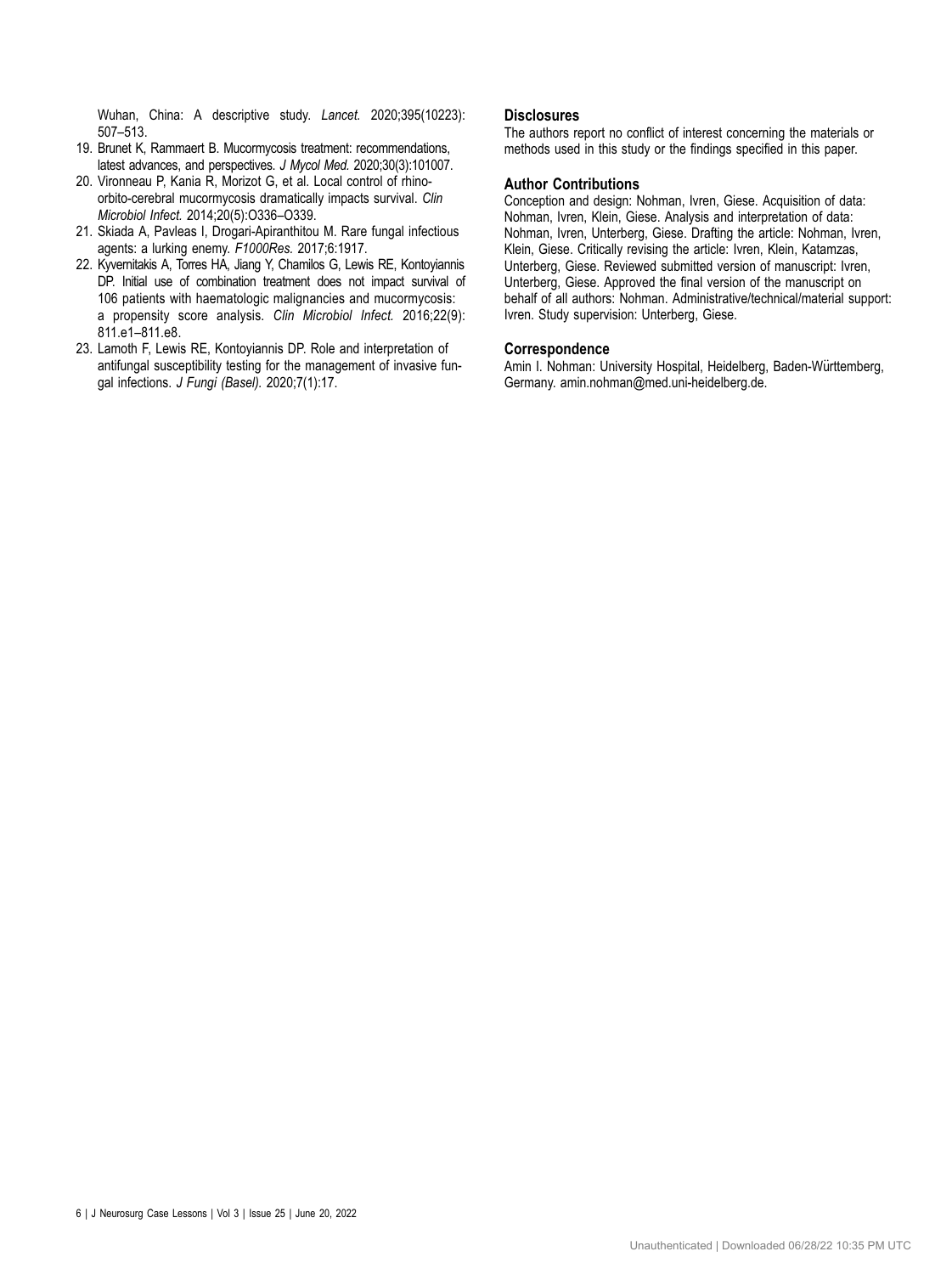Wuhan, China: A descriptive study. *Lancet.* 2020;395(10223): 507–513.

19. Brunet K, Rammaert B. Mucormycosis treatment: recommendations, latest advances, and perspectives. *J Mycol Med.* 2020;30(3):101007.
20. Vironneau P, Kania R, Morizot G, et al. Local control of rhino-orbito-cerebral mucormycosis dramatically impacts survival. *Clin Microbiol Infect.* 2014;20(5):O336–O339.
21. Skiada A, Pavleas I, Drogari-Apiranthitou M. Rare fungal infectious agents: a lurking enemy. *F1000Res.* 2017;6:1917.
22. Kyvernitakis A, Torres HA, Jiang Y, Chamilos G, Lewis RE, Kontoyiannis DP. Initial use of combination treatment does not impact survival of 106 patients with haematologic malignancies and mucormycosis: a propensity score analysis. *Clin Microbiol Infect.* 2016;22(9): 811.e1–811.e8.
23. Lamoth F, Lewis RE, Kontoyiannis DP. Role and interpretation of antifungal susceptibility testing for the management of invasive fungal infections. *J Fungi (Basel).* 2020;7(1):17.

### Disclosures

The authors report no conflict of interest concerning the materials or methods used in this study or the findings specified in this paper.

### Author Contributions

Conception and design: Nohman, Ivren, Giese. Acquisition of data: Nohman, Ivren, Klein, Giese. Analysis and interpretation of data: Nohman, Ivren, Unterberg, Giese. Drafting the article: Nohman, Ivren, Klein, Giese. Critically revising the article: Ivren, Klein, Katamzas, Unterberg, Giese. Reviewed submitted version of manuscript: Ivren, Unterberg, Giese. Approved the final version of the manuscript on behalf of all authors: Nohman. Administrative/technical/material support: Ivren. Study supervision: Unterberg, Giese.

### Correspondence

Amin I. Nohman: University Hospital, Heidelberg, Baden-Württemberg, Germany. amin.nohman@med.uni-heidelberg.de.